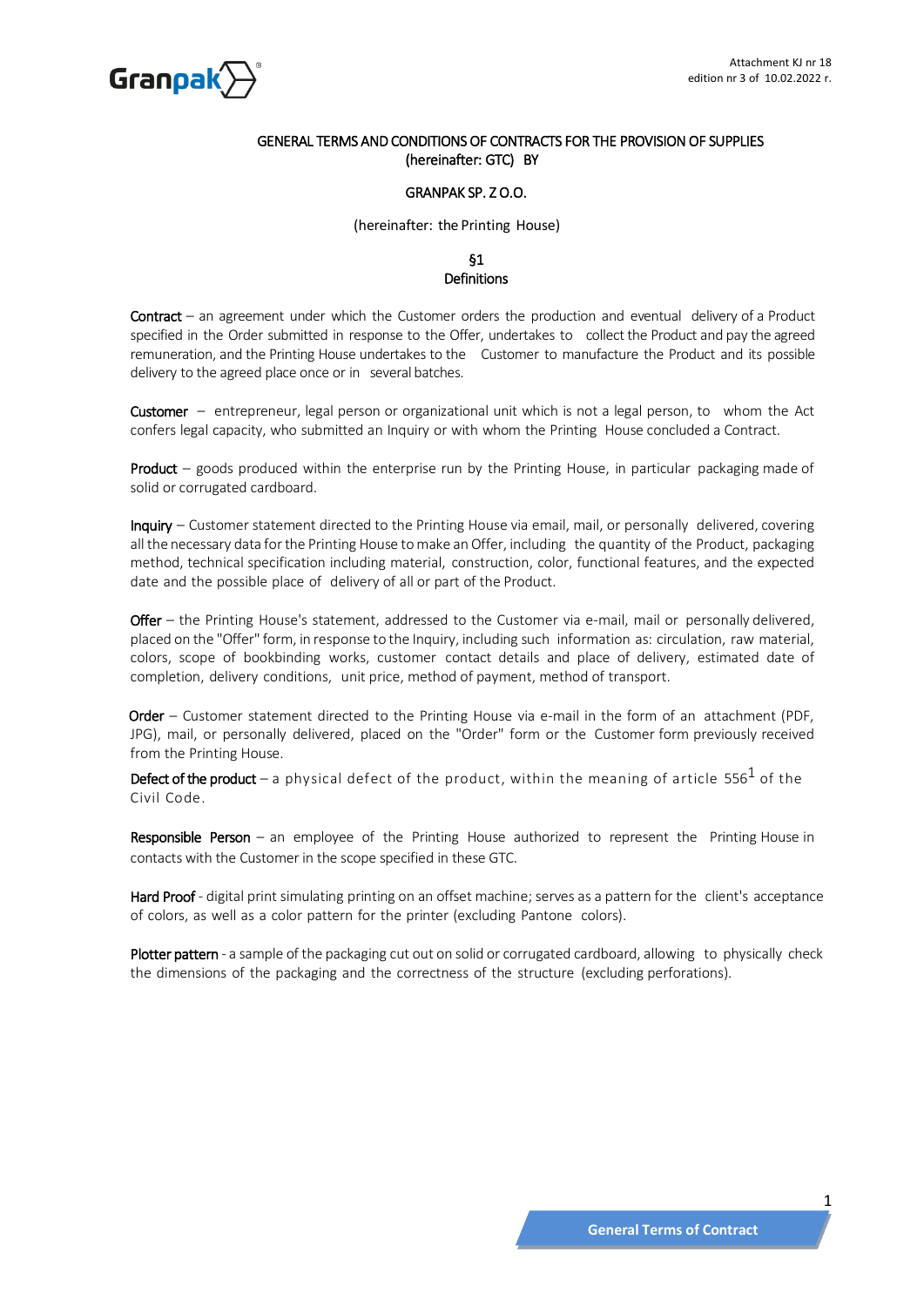Attachment KJ nr 18
edition nr 3 of 10.02.2022 r.

# GENERAL TERMS AND CONDITIONS OF CONTRACTS FOR THE PROVISION OF SUPPLIES (hereinafter: GTC) BY

## GRANPAK SP. Z O.O.

(hereinafter: the Printing House)

## §1
## Definitions

**Contract** – an agreement under which the Customer orders the production and eventual delivery of a Product specified in the Order submitted in response to the Offer, undertakes to collect the Product and pay the agreed remuneration, and the Printing House undertakes to the Customer to manufacture the Product and its possible delivery to the agreed place once or in several batches.

**Customer** – entrepreneur, legal person or organizational unit which is not a legal person, to whom the Act confers legal capacity, who submitted an Inquiry or with whom the Printing House concluded a Contract.

**Product** – goods produced within the enterprise run by the Printing House, in particular packaging made of solid or corrugated cardboard.

**Inquiry** – Customer statement directed to the Printing House via email, mail, or personally delivered, covering all the necessary data for the Printing House to make an Offer, including the quantity of the Product, packaging method, technical specification including material, construction, color, functional features, and the expected date and the possible place of delivery of all or part of the Product.

**Offer** – the Printing House's statement, addressed to the Customer via e-mail, mail or personally delivered, placed on the "Offer" form, in response to the Inquiry, including such information as: circulation, raw material, colors, scope of bookbinding works, customer contact details and place of delivery, estimated date of completion, delivery conditions, unit price, method of payment, method of transport.

**Order** – Customer statement directed to the Printing House via e-mail in the form of an attachment (PDF, JPG), mail, or personally delivered, placed on the "Order" form or the Customer form previously received from the Printing House.

**Defect of the product** – a physical defect of the product, within the meaning of article 556[1] of the Civil Code.

**Responsible Person** – an employee of the Printing House authorized to represent the Printing House in contacts with the Customer in the scope specified in these GTC.

**Hard Proof** - digital print simulating printing on an offset machine; serves as a pattern for the client's acceptance of colors, as well as a color pattern for the printer (excluding Pantone colors).

**Plotter pattern** - a sample of the packaging cut out on solid or corrugated cardboard, allowing to physically check the dimensions of the packaging and the correctness of the structure (excluding perforations).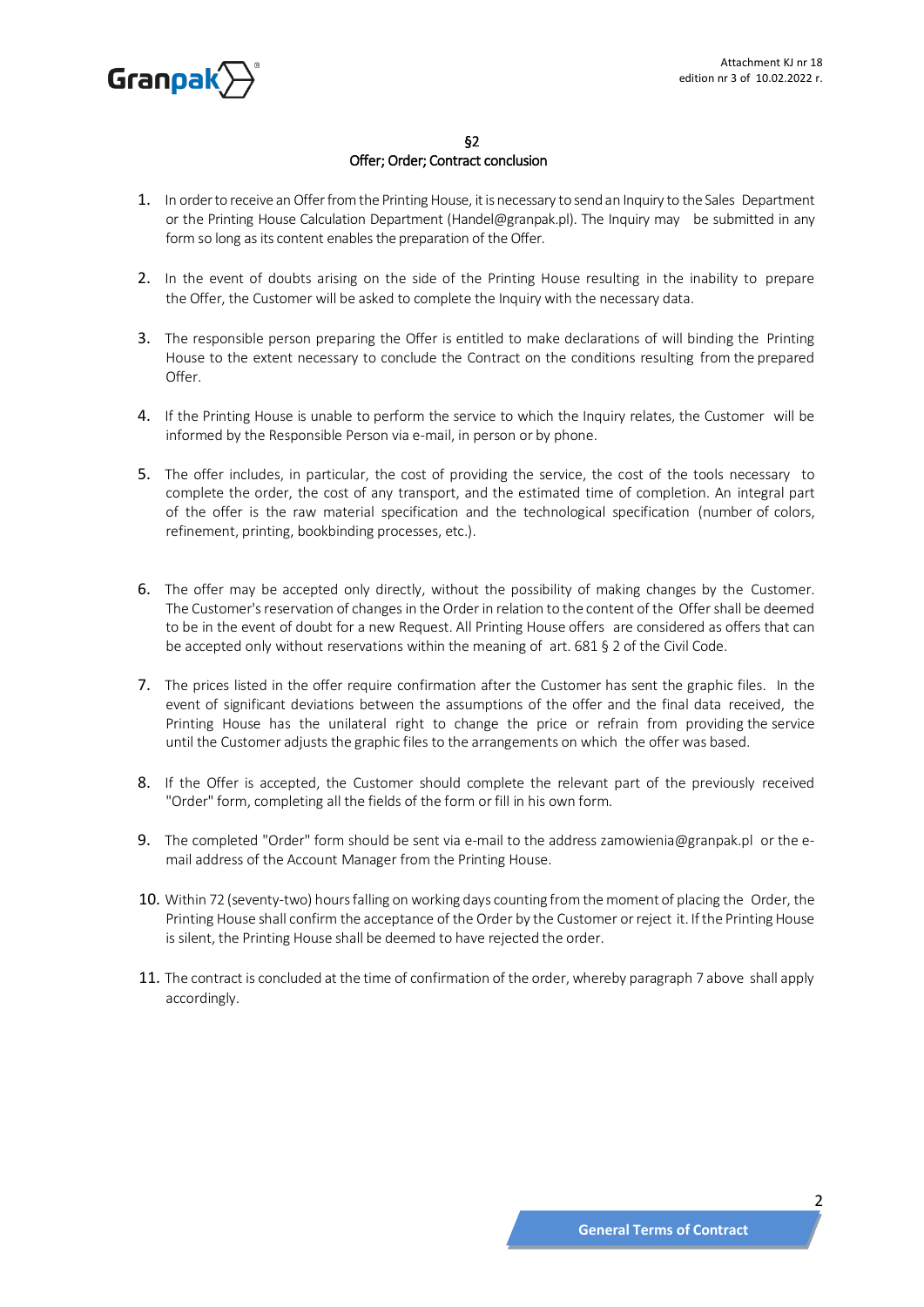## §2
## Offer; Order; Contract conclusion

1. In order to receive an Offer from the Printing House, it is necessary to send an Inquiry to the Sales Department or the Printing House Calculation Department (Handel@granpak.pl). The Inquiry may be submitted in any form so long as its content enables the preparation of the Offer.

2. In the event of doubts arising on the side of the Printing House resulting in the inability to prepare the Offer, the Customer will be asked to complete the Inquiry with the necessary data.

3. The responsible person preparing the Offer is entitled to make declarations of will binding the Printing House to the extent necessary to conclude the Contract on the conditions resulting from the prepared Offer.

4. If the Printing House is unable to perform the service to which the Inquiry relates, the Customer will be informed by the Responsible Person via e-mail, in person or by phone.

5. The offer includes, in particular, the cost of providing the service, the cost of the tools necessary to complete the order, the cost of any transport, and the estimated time of completion. An integral part of the offer is the raw material specification and the technological specification (number of colors, refinement, printing, bookbinding processes, etc.).

6. The offer may be accepted only directly, without the possibility of making changes by the Customer. The Customer's reservation of changes in the Order in relation to the content of the Offer shall be deemed to be in the event of doubt for a new Request. All Printing House offers are considered as offers that can be accepted only without reservations within the meaning of art. 681 § 2 of the Civil Code.

7. The prices listed in the offer require confirmation after the Customer has sent the graphic files. In the event of significant deviations between the assumptions of the offer and the final data received, the Printing House has the unilateral right to change the price or refrain from providing the service until the Customer adjusts the graphic files to the arrangements on which the offer was based.

8. If the Offer is accepted, the Customer should complete the relevant part of the previously received "Order" form, completing all the fields of the form or fill in his own form.

9. The completed "Order" form should be sent via e-mail to the address zamowienia@granpak.pl or the e-mail address of the Account Manager from the Printing House.

10. Within 72 (seventy-two) hours falling on working days counting from the moment of placing the Order, the Printing House shall confirm the acceptance of the Order by the Customer or reject it. If the Printing House is silent, the Printing House shall be deemed to have rejected the order.

11. The contract is concluded at the time of confirmation of the order, whereby paragraph 7 above shall apply accordingly.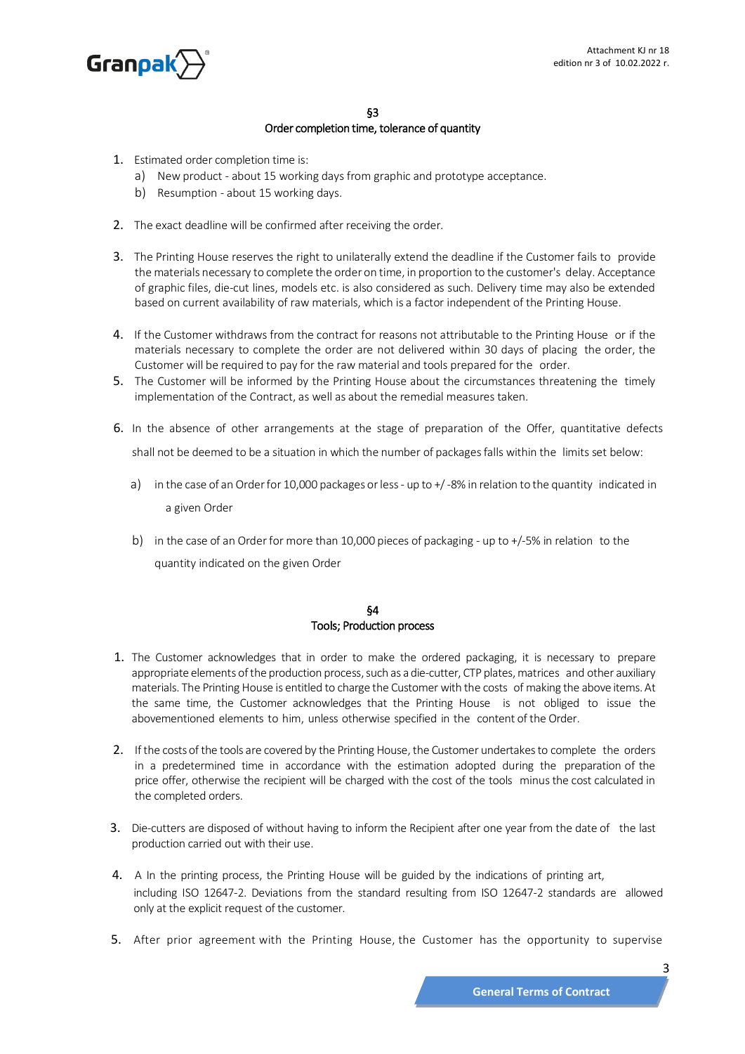## §3
## Order completion time, tolerance of quantity

1. Estimated order completion time is:
   a) New product - about 15 working days from graphic and prototype acceptance.
   b) Resumption - about 15 working days.

2. The exact deadline will be confirmed after receiving the order.

3. The Printing House reserves the right to unilaterally extend the deadline if the Customer fails to provide the materials necessary to complete the order on time, in proportion to the customer's delay. Acceptance of graphic files, die-cut lines, models etc. is also considered as such. Delivery time may also be extended based on current availability of raw materials, which is a factor independent of the Printing House.

4. If the Customer withdraws from the contract for reasons not attributable to the Printing House or if the materials necessary to complete the order are not delivered within 30 days of placing the order, the Customer will be required to pay for the raw material and tools prepared for the order.

5. The Customer will be informed by the Printing House about the circumstances threatening the timely implementation of the Contract, as well as about the remedial measures taken.

6. In the absence of other arrangements at the stage of preparation of the Offer, quantitative defects shall not be deemed to be a situation in which the number of packages falls within the limits set below:
   a) in the case of an Order for 10,000 packages or less - up to +/ -8% in relation to the quantity indicated in a given Order
   b) in the case of an Order for more than 10,000 pieces of packaging - up to +/-5% in relation to the quantity indicated on the given Order

## §4
## Tools; Production process

1. The Customer acknowledges that in order to make the ordered packaging, it is necessary to prepare appropriate elements of the production process, such as a die-cutter, CTP plates, matrices and other auxiliary materials. The Printing House is entitled to charge the Customer with the costs of making the above items. At the same time, the Customer acknowledges that the Printing House is not obliged to issue the abovementioned elements to him, unless otherwise specified in the content of the Order.

2. If the costs of the tools are covered by the Printing House, the Customer undertakes to complete the orders in a predetermined time in accordance with the estimation adopted during the preparation of the price offer, otherwise the recipient will be charged with the cost of the tools minus the cost calculated in the completed orders.

3. Die-cutters are disposed of without having to inform the Recipient after one year from the date of the last production carried out with their use.

4. A In the printing process, the Printing House will be guided by the indications of printing art, including ISO 12647-2. Deviations from the standard resulting from ISO 12647-2 standards are allowed only at the explicit request of the customer.

5. After prior agreement with the Printing House, the Customer has the opportunity to supervise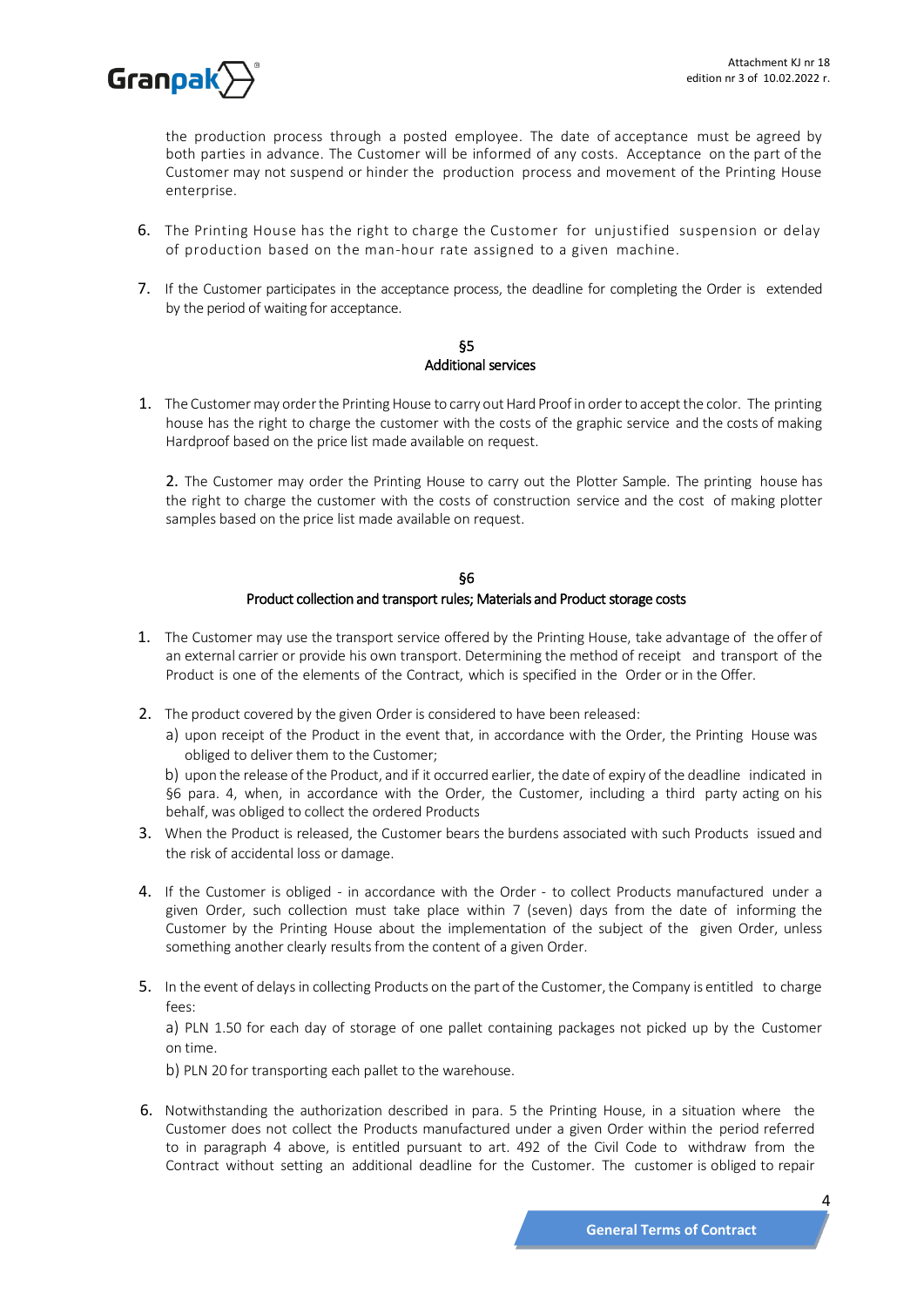the production process through a posted employee. The date of acceptance must be agreed by both parties in advance. The Customer will be informed of any costs. Acceptance on the part of the Customer may not suspend or hinder the production process and movement of the Printing House enterprise.

6. The Printing House has the right to charge the Customer for unjustified suspension or delay of production based on the man-hour rate assigned to a given machine.

7. If the Customer participates in the acceptance process, the deadline for completing the Order is extended by the period of waiting for acceptance.

## §5
## Additional services

1. The Customer may order the Printing House to carry out Hard Proof in order to accept the color. The printing house has the right to charge the customer with the costs of the graphic service and the costs of making Hardproof based on the price list made available on request.

2. The Customer may order the Printing House to carry out the Plotter Sample. The printing house has the right to charge the customer with the costs of construction service and the cost of making plotter samples based on the price list made available on request.

## §6
## Product collection and transport rules; Materials and Product storage costs

1. The Customer may use the transport service offered by the Printing House, take advantage of the offer of an external carrier or provide his own transport. Determining the method of receipt and transport of the Product is one of the elements of the Contract, which is specified in the Order or in the Offer.

2. The product covered by the given Order is considered to have been released:
   a) upon receipt of the Product in the event that, in accordance with the Order, the Printing House was obliged to deliver them to the Customer;
   b) upon the release of the Product, and if it occurred earlier, the date of expiry of the deadline indicated in §6 para. 4, when, in accordance with the Order, the Customer, including a third party acting on his behalf, was obliged to collect the ordered Products

3. When the Product is released, the Customer bears the burdens associated with such Products issued and the risk of accidental loss or damage.

4. If the Customer is obliged - in accordance with the Order - to collect Products manufactured under a given Order, such collection must take place within 7 (seven) days from the date of informing the Customer by the Printing House about the implementation of the subject of the given Order, unless something another clearly results from the content of a given Order.

5. In the event of delays in collecting Products on the part of the Customer, the Company is entitled to charge fees:
   a) PLN 1.50 for each day of storage of one pallet containing packages not picked up by the Customer on time.
   b) PLN 20 for transporting each pallet to the warehouse.

6. Notwithstanding the authorization described in para. 5 the Printing House, in a situation where the Customer does not collect the Products manufactured under a given Order within the period referred to in paragraph 4 above, is entitled pursuant to art. 492 of the Civil Code to withdraw from the Contract without setting an additional deadline for the Customer. The customer is obliged to repair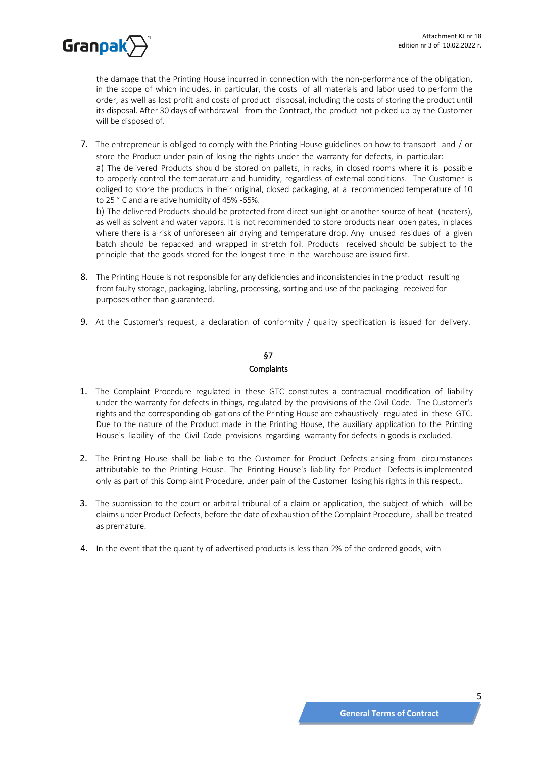the damage that the Printing House incurred in connection with the non-performance of the obligation, in the scope of which includes, in particular, the costs of all materials and labor used to perform the order, as well as lost profit and costs of product disposal, including the costs of storing the product until its disposal. After 30 days of withdrawal from the Contract, the product not picked up by the Customer will be disposed of.

7. The entrepreneur is obliged to comply with the Printing House guidelines on how to transport and / or store the Product under pain of losing the rights under the warranty for defects, in particular:
   a) The delivered Products should be stored on pallets, in racks, in closed rooms where it is possible to properly control the temperature and humidity, regardless of external conditions. The Customer is obliged to store the products in their original, closed packaging, at a recommended temperature of 10 to 25 ° C and a relative humidity of 45% -65%.
   b) The delivered Products should be protected from direct sunlight or another source of heat (heaters), as well as solvent and water vapors. It is not recommended to store products near open gates, in places where there is a risk of unforeseen air drying and temperature drop. Any unused residues of a given batch should be repacked and wrapped in stretch foil. Products received should be subject to the principle that the goods stored for the longest time in the warehouse are issued first.

8. The Printing House is not responsible for any deficiencies and inconsistencies in the product resulting from faulty storage, packaging, labeling, processing, sorting and use of the packaging received for purposes other than guaranteed.

9. At the Customer's request, a declaration of conformity / quality specification is issued for delivery.

## §7
## Complaints

1. The Complaint Procedure regulated in these GTC constitutes a contractual modification of liability under the warranty for defects in things, regulated by the provisions of the Civil Code. The Customer's rights and the corresponding obligations of the Printing House are exhaustively regulated in these GTC. Due to the nature of the Product made in the Printing House, the auxiliary application to the Printing House's liability of the Civil Code provisions regarding warranty for defects in goods is excluded.

2. The Printing House shall be liable to the Customer for Product Defects arising from circumstances attributable to the Printing House. The Printing House's liability for Product Defects is implemented only as part of this Complaint Procedure, under pain of the Customer losing his rights in this respect..

3. The submission to the court or arbitral tribunal of a claim or application, the subject of which will be claims under Product Defects, before the date of exhaustion of the Complaint Procedure, shall be treated as premature.

4. In the event that the quantity of advertised products is less than 2% of the ordered goods, with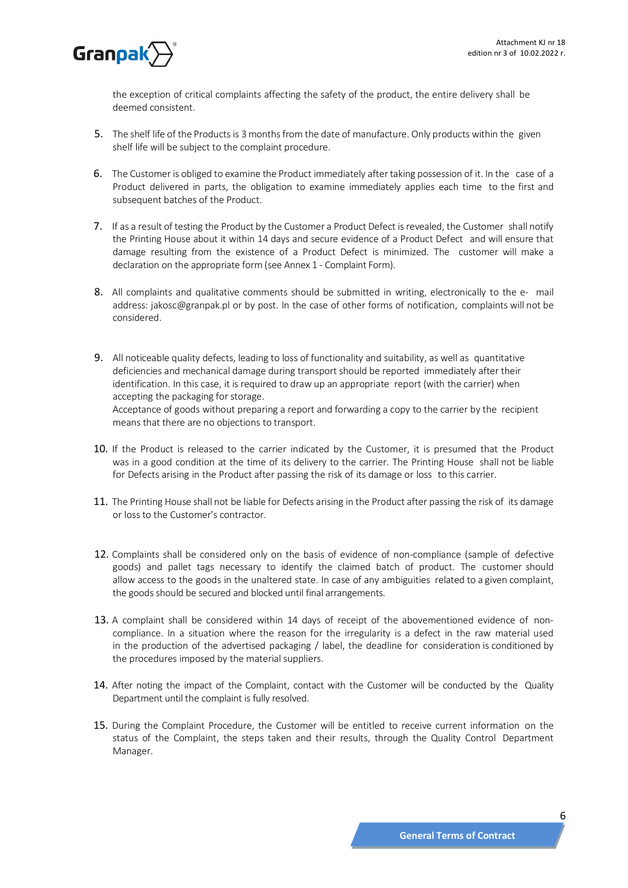the exception of critical complaints affecting the safety of the product, the entire delivery shall be deemed consistent.

5. The shelf life of the Products is 3 months from the date of manufacture. Only products within the given shelf life will be subject to the complaint procedure.

6. The Customer is obliged to examine the Product immediately after taking possession of it. In the case of a Product delivered in parts, the obligation to examine immediately applies each time to the first and subsequent batches of the Product.

7. If as a result of testing the Product by the Customer a Product Defect is revealed, the Customer shall notify the Printing House about it within 14 days and secure evidence of a Product Defect and will ensure that damage resulting from the existence of a Product Defect is minimized. The customer will make a declaration on the appropriate form (see Annex 1 - Complaint Form).

8. All complaints and qualitative comments should be submitted in writing, electronically to the e- mail address: jakosc@granpak.pl or by post. In the case of other forms of notification, complaints will not be considered.

9. All noticeable quality defects, leading to loss of functionality and suitability, as well as quantitative deficiencies and mechanical damage during transport should be reported immediately after their identification. In this case, it is required to draw up an appropriate report (with the carrier) when accepting the packaging for storage.
   Acceptance of goods without preparing a report and forwarding a copy to the carrier by the recipient means that there are no objections to transport.

10. If the Product is released to the carrier indicated by the Customer, it is presumed that the Product was in a good condition at the time of its delivery to the carrier. The Printing House shall not be liable for Defects arising in the Product after passing the risk of its damage or loss to this carrier.

11. The Printing House shall not be liable for Defects arising in the Product after passing the risk of its damage or loss to the Customer's contractor.

12. Complaints shall be considered only on the basis of evidence of non-compliance (sample of defective goods) and pallet tags necessary to identify the claimed batch of product. The customer should allow access to the goods in the unaltered state. In case of any ambiguities related to a given complaint, the goods should be secured and blocked until final arrangements.

13. A complaint shall be considered within 14 days of receipt of the abovementioned evidence of non-compliance. In a situation where the reason for the irregularity is a defect in the raw material used in the production of the advertised packaging / label, the deadline for consideration is conditioned by the procedures imposed by the material suppliers.

14. After noting the impact of the Complaint, contact with the Customer will be conducted by the Quality Department until the complaint is fully resolved.

15. During the Complaint Procedure, the Customer will be entitled to receive current information on the status of the Complaint, the steps taken and their results, through the Quality Control Department Manager.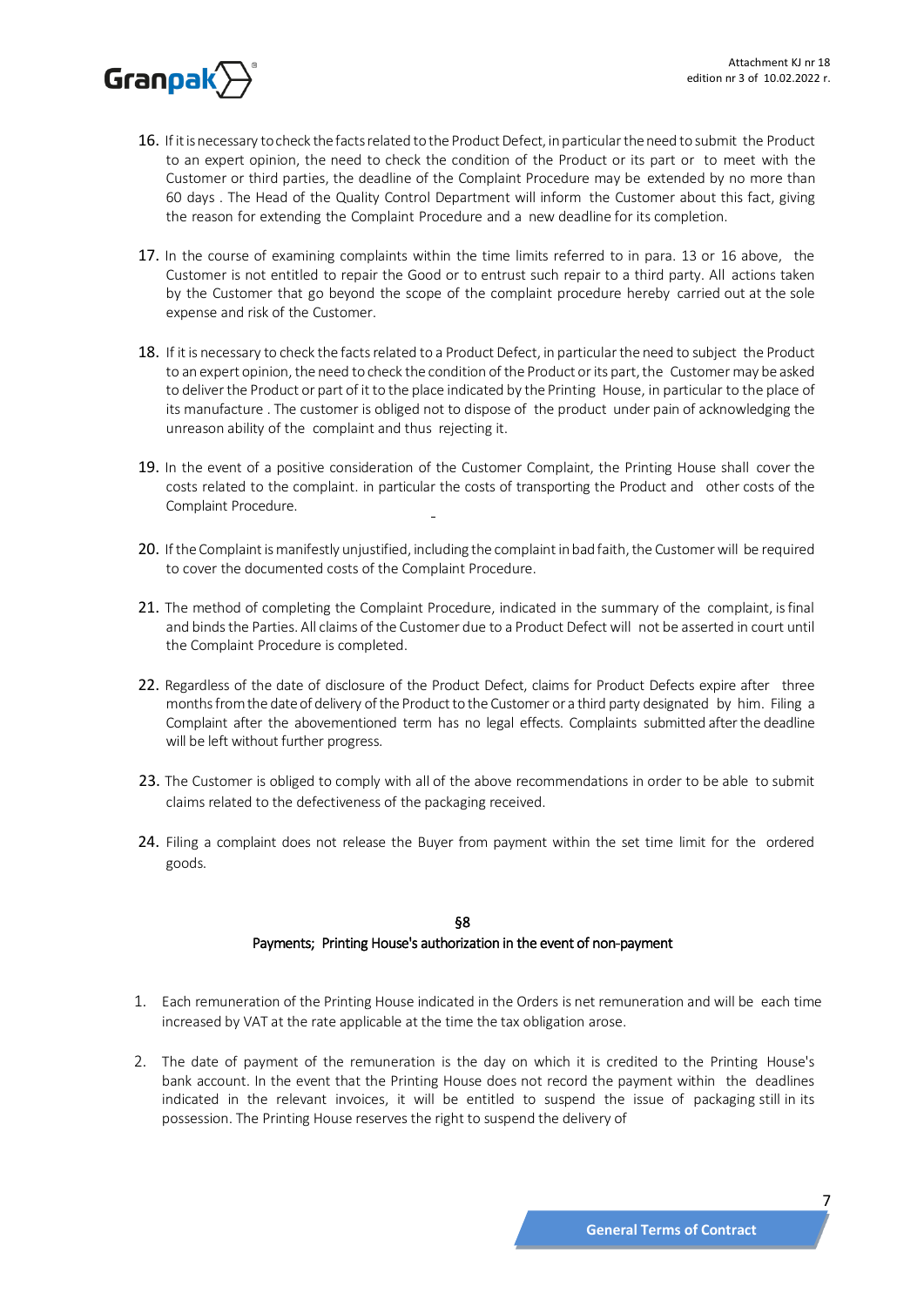16. If it is necessary to check the facts related to the Product Defect, in particular the need to submit the Product to an expert opinion, the need to check the condition of the Product or its part or to meet with the Customer or third parties, the deadline of the Complaint Procedure may be extended by no more than 60 days . The Head of the Quality Control Department will inform the Customer about this fact, giving the reason for extending the Complaint Procedure and a new deadline for its completion.

17. In the course of examining complaints within the time limits referred to in para. 13 or 16 above, the Customer is not entitled to repair the Good or to entrust such repair to a third party. All actions taken by the Customer that go beyond the scope of the complaint procedure hereby carried out at the sole expense and risk of the Customer.

18. If it is necessary to check the facts related to a Product Defect, in particular the need to subject the Product to an expert opinion, the need to check the condition of the Product or its part, the Customer may be asked to deliver the Product or part of it to the place indicated by the Printing House, in particular to the place of its manufacture . The customer is obliged not to dispose of the product under pain of acknowledging the unreason ability of the complaint and thus rejecting it.

19. In the event of a positive consideration of the Customer Complaint, the Printing House shall cover the costs related to the complaint. in particular the costs of transporting the Product and other costs of the Complaint Procedure.

20. If the Complaint is manifestly unjustified, including the complaint in bad faith, the Customer will be required to cover the documented costs of the Complaint Procedure.

21. The method of completing the Complaint Procedure, indicated in the summary of the complaint, is final and binds the Parties. All claims of the Customer due to a Product Defect will not be asserted in court until the Complaint Procedure is completed.

22. Regardless of the date of disclosure of the Product Defect, claims for Product Defects expire after three months from the date of delivery of the Product to the Customer or a third party designated by him. Filing a Complaint after the abovementioned term has no legal effects. Complaints submitted after the deadline will be left without further progress.

23. The Customer is obliged to comply with all of the above recommendations in order to be able to submit claims related to the defectiveness of the packaging received.

24. Filing a complaint does not release the Buyer from payment within the set time limit for the ordered goods.

## §8
## Payments; Printing House's authorization in the event of non-payment

1. Each remuneration of the Printing House indicated in the Orders is net remuneration and will be each time increased by VAT at the rate applicable at the time the tax obligation arose.

2. The date of payment of the remuneration is the day on which it is credited to the Printing House's bank account. In the event that the Printing House does not record the payment within the deadlines indicated in the relevant invoices, it will be entitled to suspend the issue of packaging still in its possession. The Printing House reserves the right to suspend the delivery of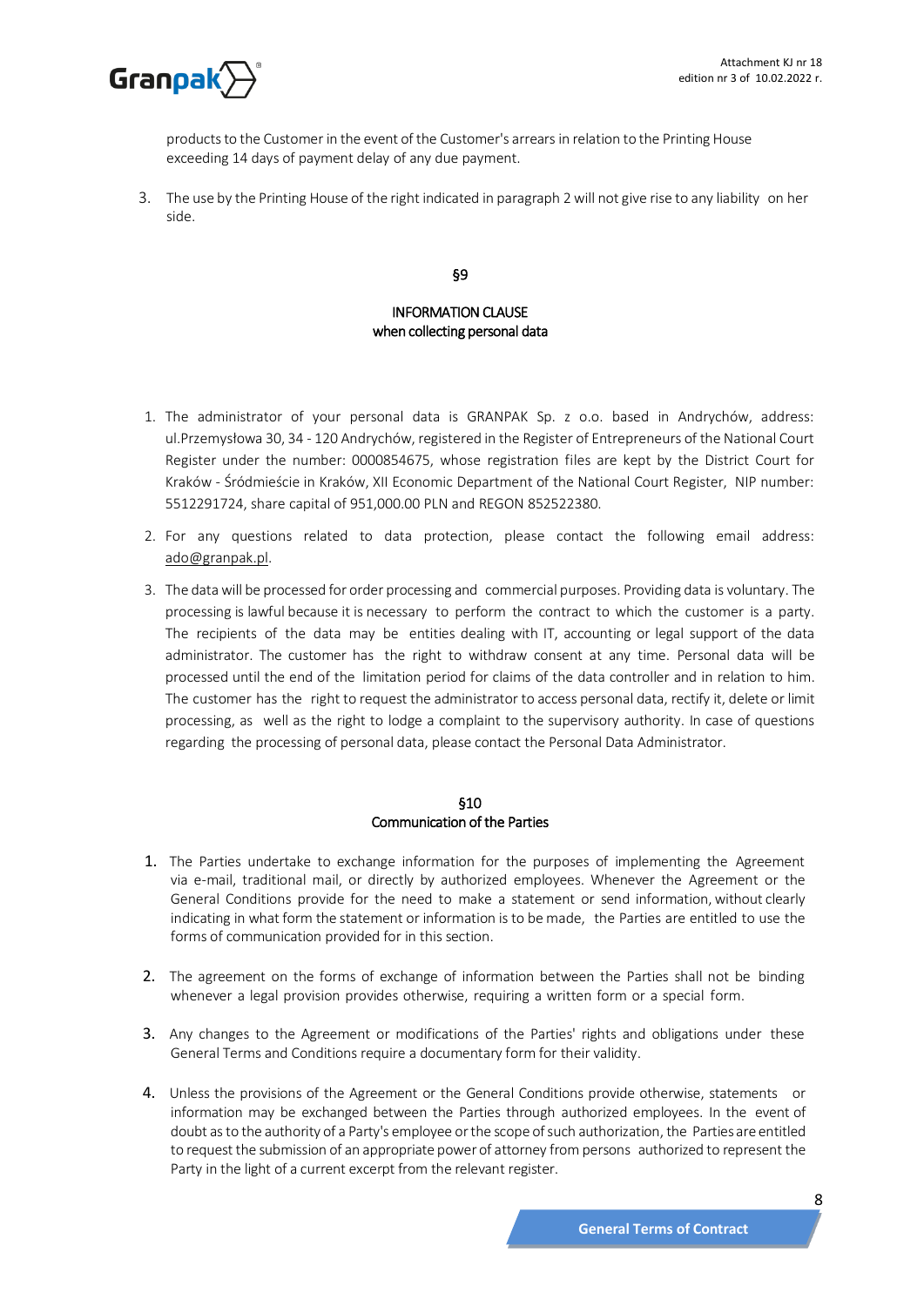products to the Customer in the event of the Customer's arrears in relation to the Printing House exceeding 14 days of payment delay of any due payment.

3. The use by the Printing House of the right indicated in paragraph 2 will not give rise to any liability on her side.

## §9

## INFORMATION CLAUSE
when collecting personal data

1. The administrator of your personal data is GRANPAK Sp. z o.o. based in Andrychów, address: ul.Przemysłowa 30, 34 - 120 Andrychów, registered in the Register of Entrepreneurs of the National Court Register under the number: 0000854675, whose registration files are kept by the District Court for Kraków - Śródmieście in Kraków, XII Economic Department of the National Court Register, NIP number: 5512291724, share capital of 951,000.00 PLN and REGON 852522380.
2. For any questions related to data protection, please contact the following email address: ado@granpak.pl.
3. The data will be processed for order processing and commercial purposes. Providing data is voluntary. The processing is lawful because it is necessary to perform the contract to which the customer is a party. The recipients of the data may be entities dealing with IT, accounting or legal support of the data administrator. The customer has the right to withdraw consent at any time. Personal data will be processed until the end of the limitation period for claims of the data controller and in relation to him. The customer has the right to request the administrator to access personal data, rectify it, delete or limit processing, as well as the right to lodge a complaint to the supervisory authority. In case of questions regarding the processing of personal data, please contact the Personal Data Administrator.

## §10
## Communication of the Parties

1. The Parties undertake to exchange information for the purposes of implementing the Agreement via e-mail, traditional mail, or directly by authorized employees. Whenever the Agreement or the General Conditions provide for the need to make a statement or send information, without clearly indicating in what form the statement or information is to be made, the Parties are entitled to use the forms of communication provided for in this section.
2. The agreement on the forms of exchange of information between the Parties shall not be binding whenever a legal provision provides otherwise, requiring a written form or a special form.
3. Any changes to the Agreement or modifications of the Parties' rights and obligations under these General Terms and Conditions require a documentary form for their validity.
4. Unless the provisions of the Agreement or the General Conditions provide otherwise, statements or information may be exchanged between the Parties through authorized employees. In the event of doubt as to the authority of a Party's employee or the scope of such authorization, the Parties are entitled to request the submission of an appropriate power of attorney from persons authorized to represent the Party in the light of a current excerpt from the relevant register.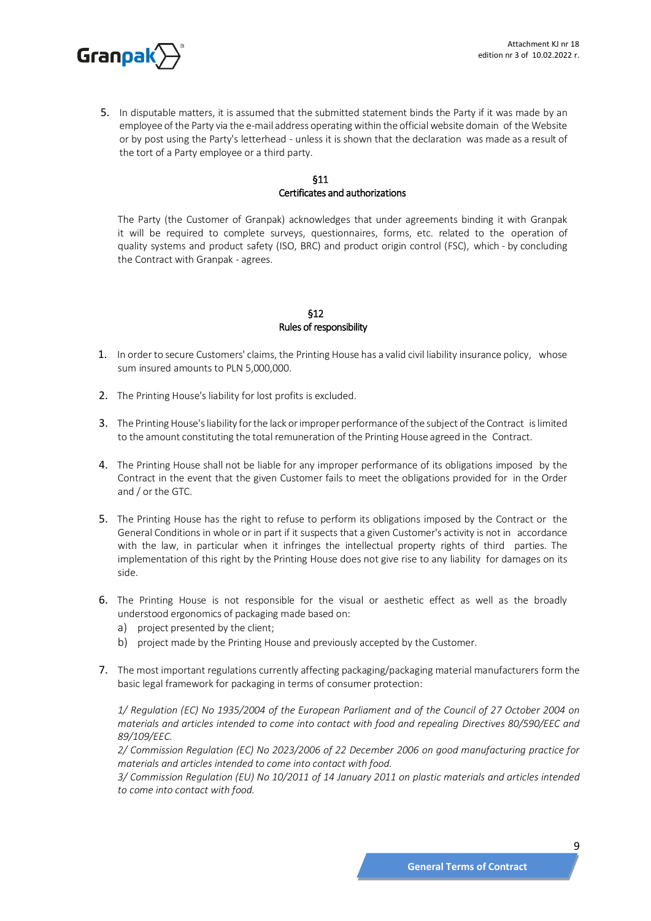5. In disputable matters, it is assumed that the submitted statement binds the Party if it was made by an employee of the Party via the e-mail address operating within the official website domain of the Website or by post using the Party's letterhead - unless it is shown that the declaration was made as a result of the tort of a Party employee or a third party.

## §11
## Certificates and authorizations

The Party (the Customer of Granpak) acknowledges that under agreements binding it with Granpak it will be required to complete surveys, questionnaires, forms, etc. related to the operation of quality systems and product safety (ISO, BRC) and product origin control (FSC), which - by concluding the Contract with Granpak - agrees.

## §12
## Rules of responsibility

1. In order to secure Customers' claims, the Printing House has a valid civil liability insurance policy, whose sum insured amounts to PLN 5,000,000.

2. The Printing House's liability for lost profits is excluded.

3. The Printing House's liability for the lack or improper performance of the subject of the Contract is limited to the amount constituting the total remuneration of the Printing House agreed in the Contract.

4. The Printing House shall not be liable for any improper performance of its obligations imposed by the Contract in the event that the given Customer fails to meet the obligations provided for in the Order and / or the GTC.

5. The Printing House has the right to refuse to perform its obligations imposed by the Contract or the General Conditions in whole or in part if it suspects that a given Customer's activity is not in accordance with the law, in particular when it infringes the intellectual property rights of third parties. The implementation of this right by the Printing House does not give rise to any liability for damages on its side.

6. The Printing House is not responsible for the visual or aesthetic effect as well as the broadly understood ergonomics of packaging made based on:
   a) project presented by the client;
   b) project made by the Printing House and previously accepted by the Customer.

7. The most important regulations currently affecting packaging/packaging material manufacturers form the basic legal framework for packaging in terms of consumer protection:

   *1/ Regulation (EC) No 1935/2004 of the European Parliament and of the Council of 27 October 2004 on materials and articles intended to come into contact with food and repealing Directives 80/590/EEC and 89/109/EEC.*
   *2/ Commission Regulation (EC) No 2023/2006 of 22 December 2006 on good manufacturing practice for materials and articles intended to come into contact with food.*
   *3/ Commission Regulation (EU) No 10/2011 of 14 January 2011 on plastic materials and articles intended to come into contact with food.*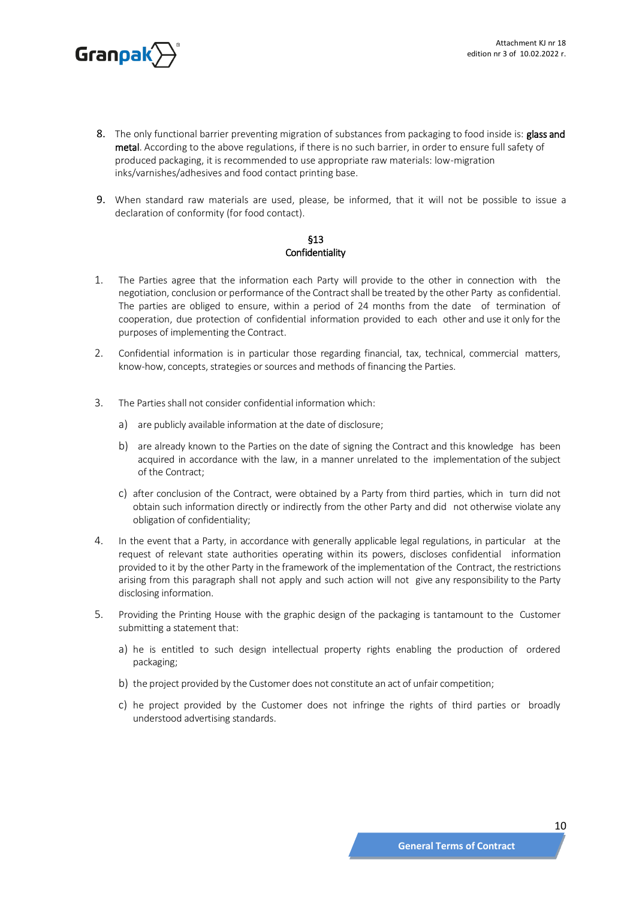8. The only functional barrier preventing migration of substances from packaging to food inside is: **glass and metal**. According to the above regulations, if there is no such barrier, in order to ensure full safety of produced packaging, it is recommended to use appropriate raw materials: low-migration inks/varnishes/adhesives and food contact printing base.

9. When standard raw materials are used, please, be informed, that it will not be possible to issue a declaration of conformity (for food contact).

## §13
## Confidentiality

1. The Parties agree that the information each Party will provide to the other in connection with the negotiation, conclusion or performance of the Contract shall be treated by the other Party as confidential. The parties are obliged to ensure, within a period of 24 months from the date of termination of cooperation, due protection of confidential information provided to each other and use it only for the purposes of implementing the Contract.

2. Confidential information is in particular those regarding financial, tax, technical, commercial matters, know-how, concepts, strategies or sources and methods of financing the Parties.

3. The Parties shall not consider confidential information which:

   a) are publicly available information at the date of disclosure;

   b) are already known to the Parties on the date of signing the Contract and this knowledge has been acquired in accordance with the law, in a manner unrelated to the implementation of the subject of the Contract;

   c) after conclusion of the Contract, were obtained by a Party from third parties, which in turn did not obtain such information directly or indirectly from the other Party and did not otherwise violate any obligation of confidentiality;

4. In the event that a Party, in accordance with generally applicable legal regulations, in particular at the request of relevant state authorities operating within its powers, discloses confidential information provided to it by the other Party in the framework of the implementation of the Contract, the restrictions arising from this paragraph shall not apply and such action will not give any responsibility to the Party disclosing information.

5. Providing the Printing House with the graphic design of the packaging is tantamount to the Customer submitting a statement that:

   a) he is entitled to such design intellectual property rights enabling the production of ordered packaging;

   b) the project provided by the Customer does not constitute an act of unfair competition;

   c) he project provided by the Customer does not infringe the rights of third parties or broadly understood advertising standards.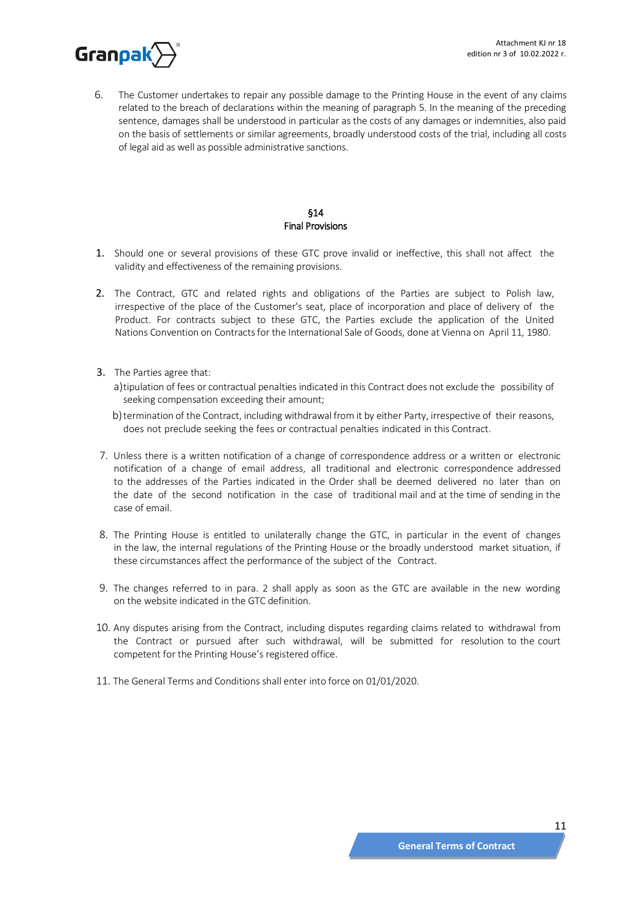6. The Customer undertakes to repair any possible damage to the Printing House in the event of any claims related to the breach of declarations within the meaning of paragraph 5. In the meaning of the preceding sentence, damages shall be understood in particular as the costs of any damages or indemnities, also paid on the basis of settlements or similar agreements, broadly understood costs of the trial, including all costs of legal aid as well as possible administrative sanctions.

## §14
## Final Provisions

1. Should one or several provisions of these GTC prove invalid or ineffective, this shall not affect the validity and effectiveness of the remaining provisions.

2. The Contract, GTC and related rights and obligations of the Parties are subject to Polish law, irrespective of the place of the Customer's seat, place of incorporation and place of delivery of the Product. For contracts subject to these GTC, the Parties exclude the application of the United Nations Convention on Contracts for the International Sale of Goods, done at Vienna on April 11, 1980.

3. The Parties agree that:
   a) tipulation of fees or contractual penalties indicated in this Contract does not exclude the possibility of seeking compensation exceeding their amount;
   b) termination of the Contract, including withdrawal from it by either Party, irrespective of their reasons, does not preclude seeking the fees or contractual penalties indicated in this Contract.

7. Unless there is a written notification of a change of correspondence address or a written or electronic notification of a change of email address, all traditional and electronic correspondence addressed to the addresses of the Parties indicated in the Order shall be deemed delivered no later than on the date of the second notification in the case of traditional mail and at the time of sending in the case of email.

8. The Printing House is entitled to unilaterally change the GTC, in particular in the event of changes in the law, the internal regulations of the Printing House or the broadly understood market situation, if these circumstances affect the performance of the subject of the Contract.

9. The changes referred to in para. 2 shall apply as soon as the GTC are available in the new wording on the website indicated in the GTC definition.

10. Any disputes arising from the Contract, including disputes regarding claims related to withdrawal from the Contract or pursued after such withdrawal, will be submitted for resolution to the court competent for the Printing House's registered office.

11. The General Terms and Conditions shall enter into force on 01/01/2020.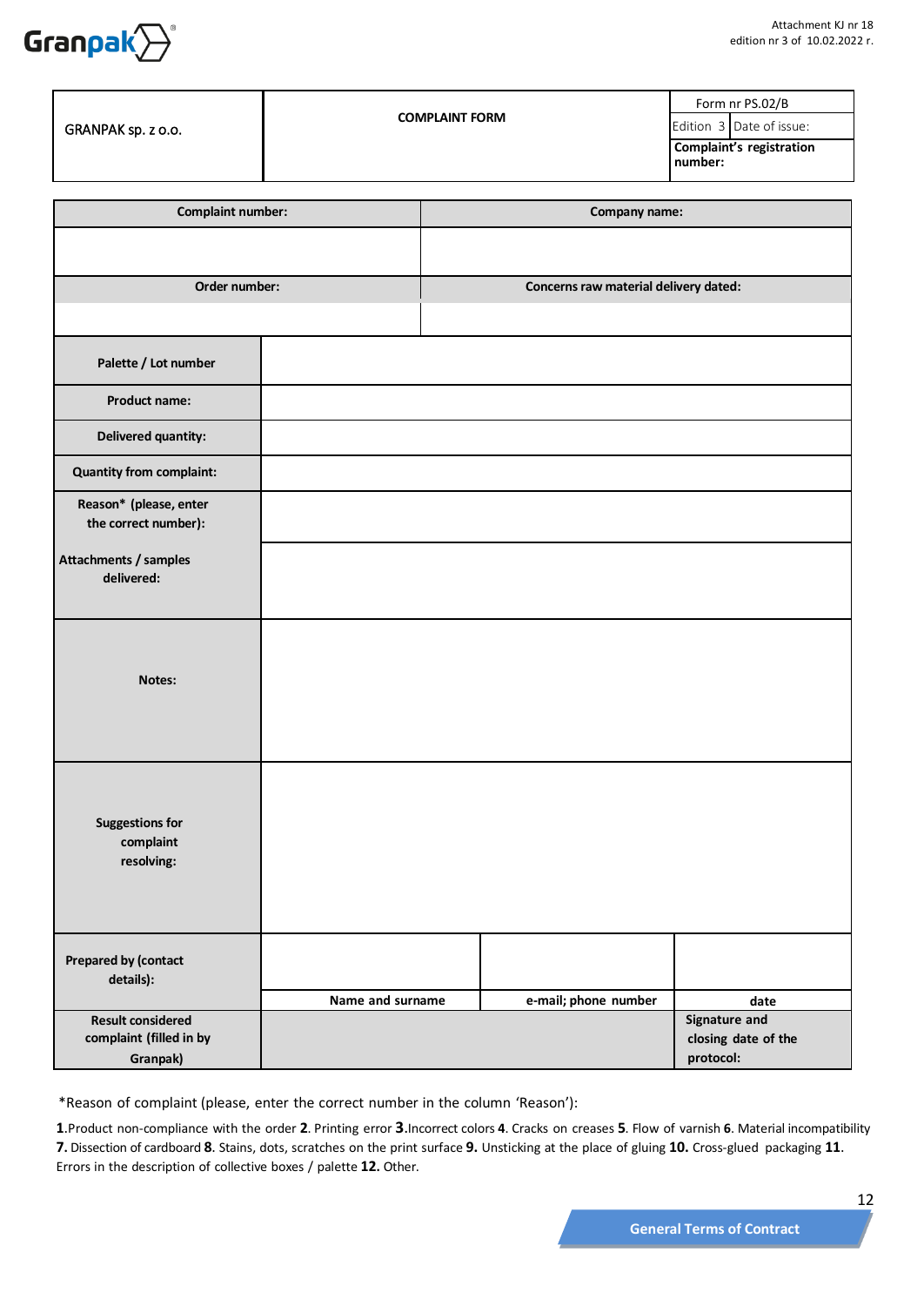Attachment KJ nr 18
edition nr 3 of 10.02.2022 r.

| | | |
|---|---|---|
| GRANPAK sp. z o.o. | **COMPLAINT FORM** | Form nr PS.02/B<br>Edition 3 Date of issue:<br>**Complaint's registration number:** |

| **Complaint number:** | **Company name:** |
|---|---|
| | |
| **Order number:** | **Concerns raw material delivery dated:** |
| | |

| | | | |
|---|---|---|---|
| **Palette / Lot number** | | | |
| **Product name:** | | | |
| **Delivered quantity:** | | | |
| **Quantity from complaint:** | | | |
| **Reason\* (please, enter the correct number):** | | | |
| **Attachments / samples delivered:** | | | |
| **Notes:** | | | |
| **Suggestions for complaint resolving:** | | | |
| **Prepared by (contact details):** | | | |
| | **Name and surname** | **e-mail; phone number** | **date** |
| **Result considered complaint (filled in by Granpak)** | | | **Signature and closing date of the protocol:** |

*Reason of complaint (please, enter the correct number in the column 'Reason'):

**1**.Product non-compliance with the order **2**. Printing error **3**.Incorrect colors **4**. Cracks on creases **5**. Flow of varnish **6**. Material incompatibility **7.** Dissection of cardboard **8**. Stains, dots, scratches on the print surface **9.** Unsticking at the place of gluing **10.** Cross-glued packaging **11**. Errors in the description of collective boxes / palette **12.** Other.

General Terms of Contract